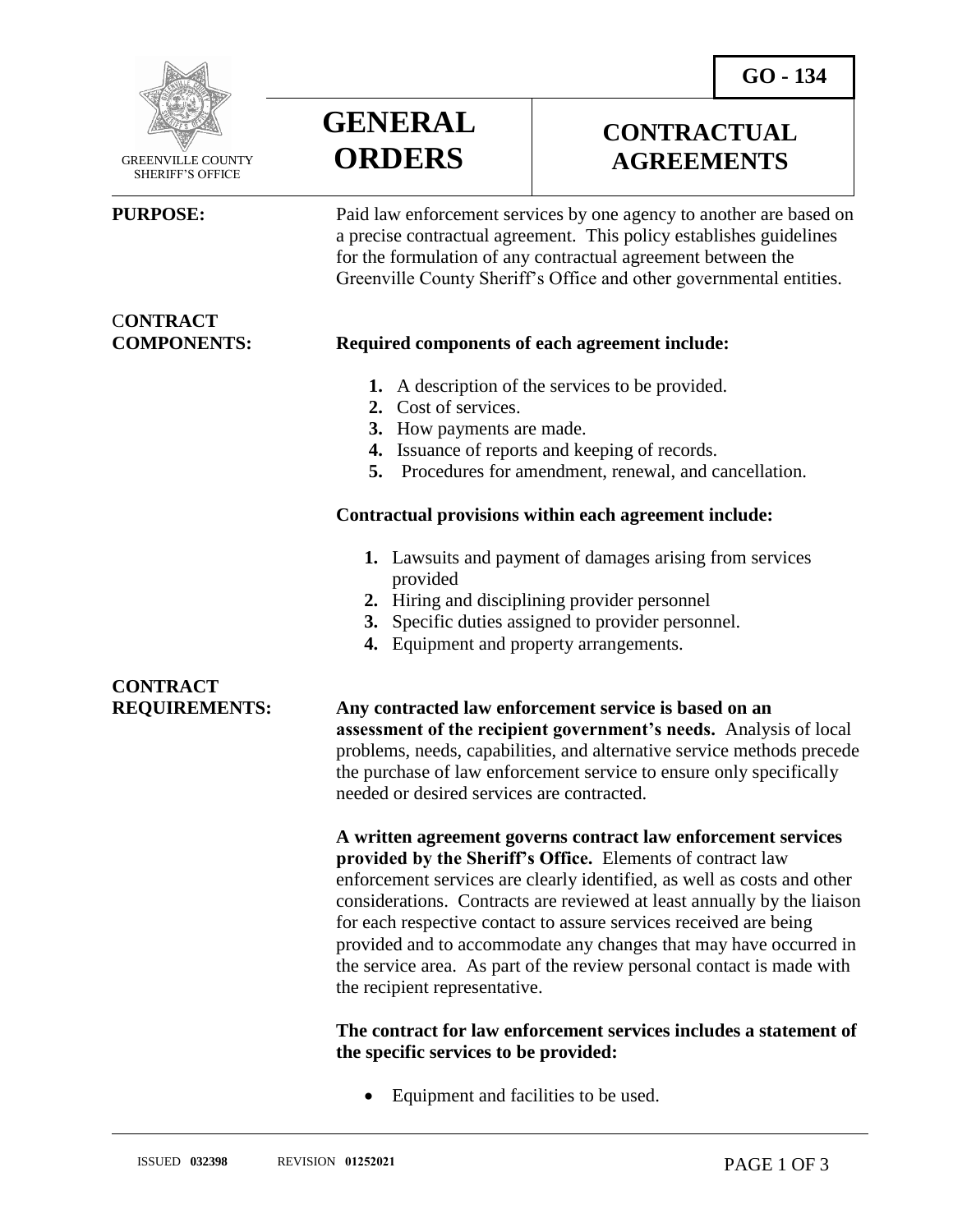GO - 134

GREENVILLE COUNTY SHERIFF'S OFFICE

# GENERAL ORDERS

# CONTRACTUAL AGREEMENTS

**PURPOSE:**

Paid law enforcement services by one agency to another are based on a precise contractual agreement. This policy establishes guidelines for the formulation of any contractual agreement between the Greenville County Sheriff's Office and other governmental entities.

## CONTRACT COMPONENTS:

**Required components of each agreement include:**

1. A description of the services to be provided.
2. Cost of services.
3. How payments are made.
4. Issuance of reports and keeping of records.
5. Procedures for amendment, renewal, and cancellation.

**Contractual provisions within each agreement include:**

1. Lawsuits and payment of damages arising from services provided
2. Hiring and disciplining provider personnel
3. Specific duties assigned to provider personnel.
4. Equipment and property arrangements.

## CONTRACT REQUIREMENTS:

**Any contracted law enforcement service is based on an assessment of the recipient government's needs.** Analysis of local problems, needs, capabilities, and alternative service methods precede the purchase of law enforcement service to ensure only specifically needed or desired services are contracted.

**A written agreement governs contract law enforcement services provided by the Sheriff's Office.** Elements of contract law enforcement services are clearly identified, as well as costs and other considerations. Contracts are reviewed at least annually by the liaison for each respective contact to assure services received are being provided and to accommodate any changes that may have occurred in the service area. As part of the review personal contact is made with the recipient representative.

**The contract for law enforcement services includes a statement of the specific services to be provided:**

- Equipment and facilities to be used.

ISSUED **032398** REVISION **01252021**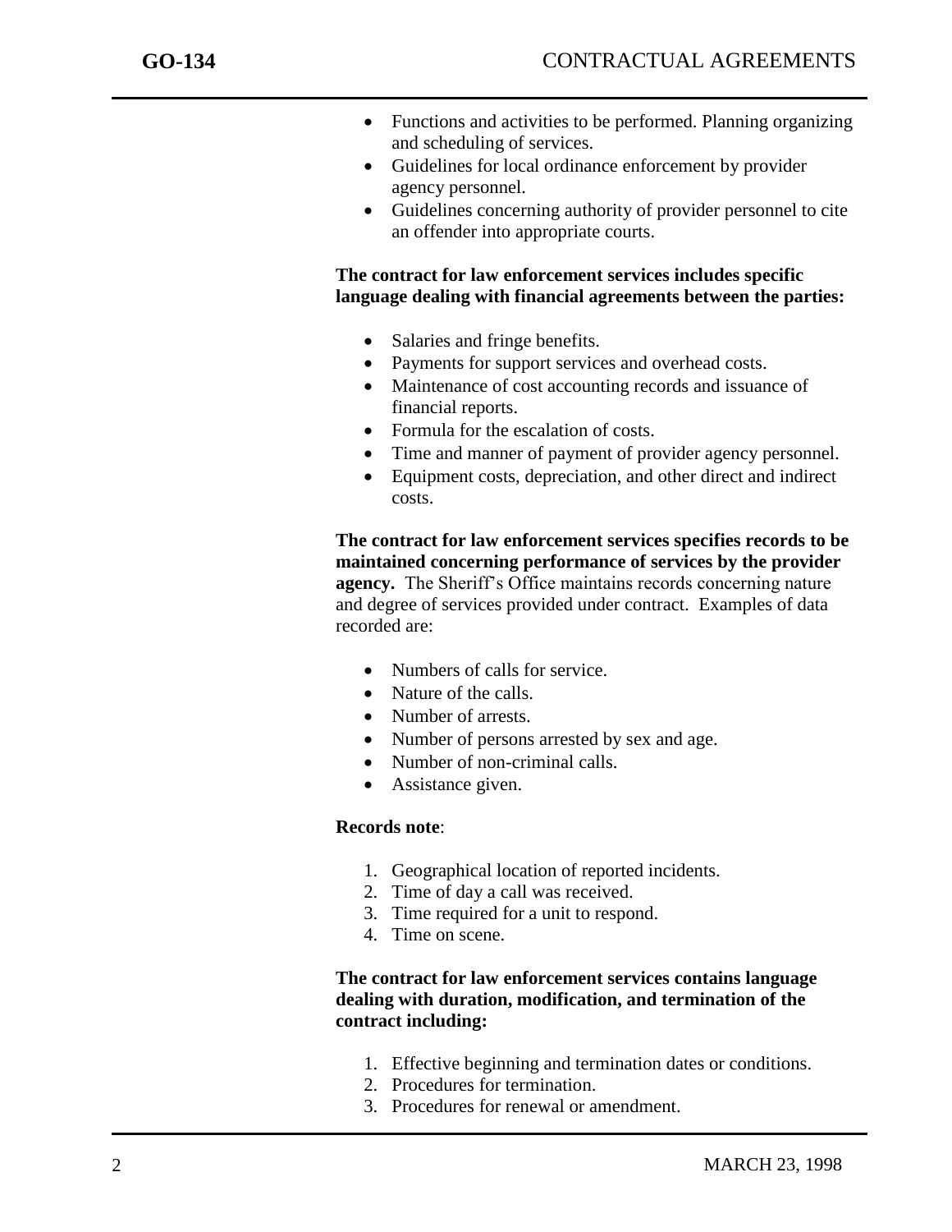- Functions and activities to be performed. Planning organizing and scheduling of services.
- Guidelines for local ordinance enforcement by provider agency personnel.
- Guidelines concerning authority of provider personnel to cite an offender into appropriate courts.

**The contract for law enforcement services includes specific language dealing with financial agreements between the parties:**

- Salaries and fringe benefits.
- Payments for support services and overhead costs.
- Maintenance of cost accounting records and issuance of financial reports.
- Formula for the escalation of costs.
- Time and manner of payment of provider agency personnel.
- Equipment costs, depreciation, and other direct and indirect costs.

**The contract for law enforcement services specifies records to be maintained concerning performance of services by the provider agency.** The Sheriff's Office maintains records concerning nature and degree of services provided under contract. Examples of data recorded are:

- Numbers of calls for service.
- Nature of the calls.
- Number of arrests.
- Number of persons arrested by sex and age.
- Number of non-criminal calls.
- Assistance given.

**Records note**:

1. Geographical location of reported incidents.
2. Time of day a call was received.
3. Time required for a unit to respond.
4. Time on scene.

**The contract for law enforcement services contains language dealing with duration, modification, and termination of the contract including:**

1. Effective beginning and termination dates or conditions.
2. Procedures for termination.
3. Procedures for renewal or amendment.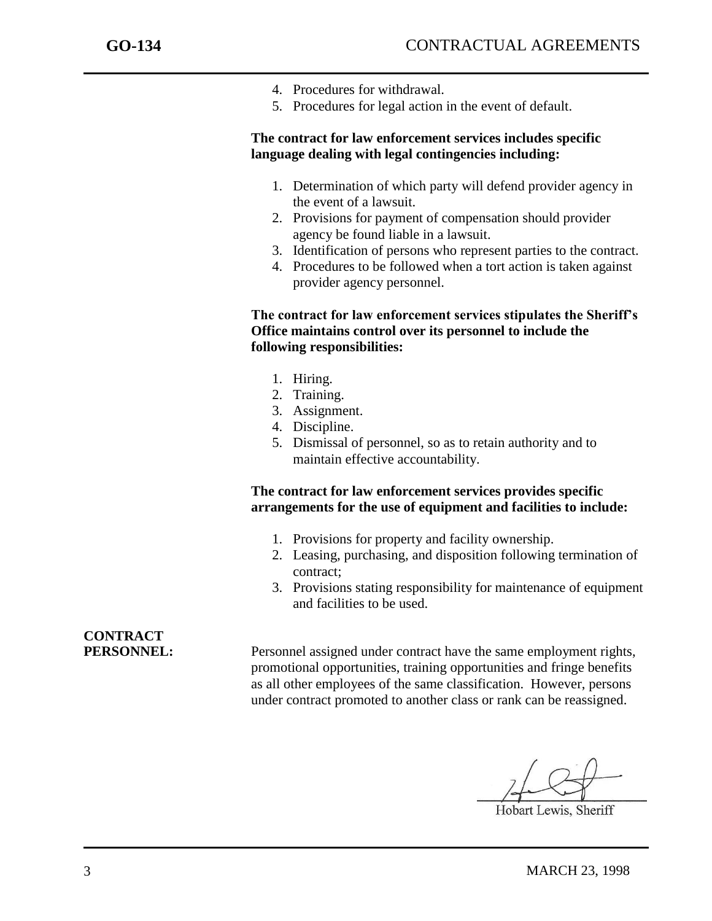4. Procedures for withdrawal.
5. Procedures for legal action in the event of default.

**The contract for law enforcement services includes specific language dealing with legal contingencies including:**

1. Determination of which party will defend provider agency in the event of a lawsuit.
2. Provisions for payment of compensation should provider agency be found liable in a lawsuit.
3. Identification of persons who represent parties to the contract.
4. Procedures to be followed when a tort action is taken against provider agency personnel.

**The contract for law enforcement services stipulates the Sheriff's Office maintains control over its personnel to include the following responsibilities:**

1. Hiring.
2. Training.
3. Assignment.
4. Discipline.
5. Dismissal of personnel, so as to retain authority and to maintain effective accountability.

**The contract for law enforcement services provides specific arrangements for the use of equipment and facilities to include:**

1. Provisions for property and facility ownership.
2. Leasing, purchasing, and disposition following termination of contract;
3. Provisions stating responsibility for maintenance of equipment and facilities to be used.

**CONTRACT PERSONNEL:** Personnel assigned under contract have the same employment rights, promotional opportunities, training opportunities and fringe benefits as all other employees of the same classification. However, persons under contract promoted to another class or rank can be reassigned.

Hobart Lewis, Sheriff